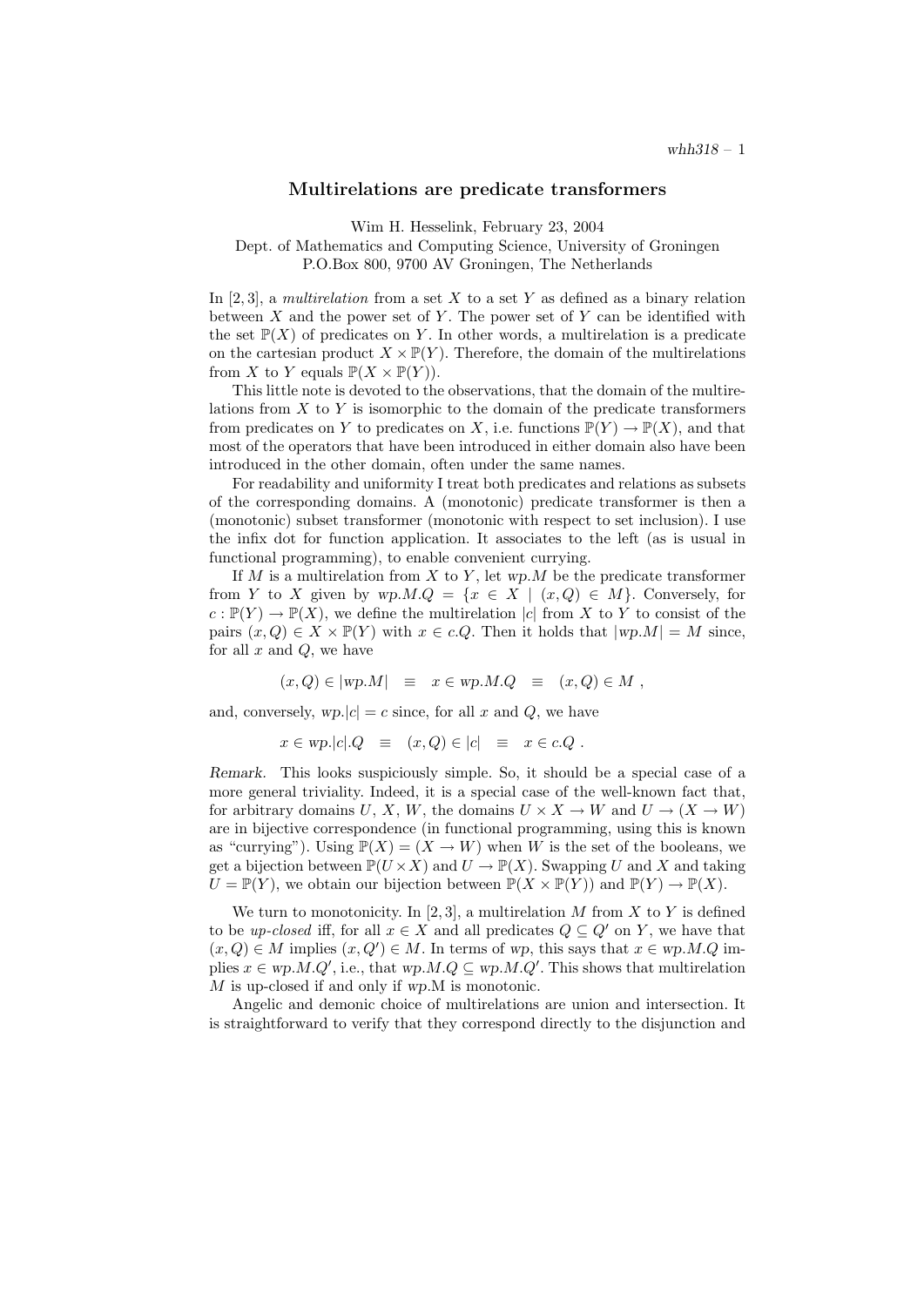# Multirelations are predicate transformers

Wim H. Hesselink, February 23, 2004
Dept. of Mathematics and Computing Science, University of Groningen
P.O.Box 800, 9700 AV Groningen, The Netherlands

In [2, 3], a *multirelation* from a set $X$ to a set $Y$ as defined as a binary relation between $X$ and the power set of $Y$. The power set of $Y$ can be identified with the set $\mathbb{P}(X)$ of predicates on $Y$. In other words, a multirelation is a predicate on the cartesian product $X \times \mathbb{P}(Y)$. Therefore, the domain of the multirelations from $X$ to $Y$ equals $\mathbb{P}(X \times \mathbb{P}(Y))$.

This little note is devoted to the observations, that the domain of the multirelations from $X$ to $Y$ is isomorphic to the domain of the predicate transformers from predicates on $Y$ to predicates on $X$, i.e. functions $\mathbb{P}(Y) \to \mathbb{P}(X)$, and that most of the operators that have been introduced in either domain also have been introduced in the other domain, often under the same names.

For readability and uniformity I treat both predicates and relations as subsets of the corresponding domains. A (monotonic) predicate transformer is then a (monotonic) subset transformer (monotonic with respect to set inclusion). I use the infix dot for function application. It associates to the left (as is usual in functional programming), to enable convenient currying.

If $M$ is a multirelation from $X$ to $Y$, let $wp.M$ be the predicate transformer from $Y$ to $X$ given by $wp.M.Q = \{x \in X \mid (x, Q) \in M\}$. Conversely, for $c : \mathbb{P}(Y) \to \mathbb{P}(X)$, we define the multirelation $|c|$ from $X$ to $Y$ to consist of the pairs $(x, Q) \in X \times \mathbb{P}(Y)$ with $x \in c.Q$. Then it holds that $|wp.M| = M$ since, for all $x$ and $Q$, we have

$$(x, Q) \in |wp.M| \quad \equiv \quad x \in wp.M.Q \quad \equiv \quad (x, Q) \in M \ ,$$

and, conversely, $wp.|c| = c$ since, for all $x$ and $Q$, we have

$$x \in wp.|c|.Q \quad \equiv \quad (x, Q) \in |c| \quad \equiv \quad x \in c.Q \ .$$

*Remark.* This looks suspiciously simple. So, it should be a special case of a more general triviality. Indeed, it is a special case of the well-known fact that, for arbitrary domains $U$, $X$, $W$, the domains $U \times X \to W$ and $U \to (X \to W)$ are in bijective correspondence (in functional programming, using this is known as "currying"). Using $\mathbb{P}(X) = (X \to W)$ when $W$ is the set of the booleans, we get a bijection between $\mathbb{P}(U \times X)$ and $U \to \mathbb{P}(X)$. Swapping $U$ and $X$ and taking $U = \mathbb{P}(Y)$, we obtain our bijection between $\mathbb{P}(X \times \mathbb{P}(Y))$ and $\mathbb{P}(Y) \to \mathbb{P}(X)$.

We turn to monotonicity. In [2, 3], a multirelation $M$ from $X$ to $Y$ is defined to be *up-closed* iff, for all $x \in X$ and all predicates $Q \subseteq Q'$ on $Y$, we have that $(x, Q) \in M$ implies $(x, Q') \in M$. In terms of $wp$, this says that $x \in wp.M.Q$ implies $x \in wp.M.Q'$, i.e., that $wp.M.Q \subseteq wp.M.Q'$. This shows that multirelation $M$ is up-closed if and only if $wp$.M is monotonic.

Angelic and demonic choice of multirelations are union and intersection. It is straightforward to verify that they correspond directly to the disjunction and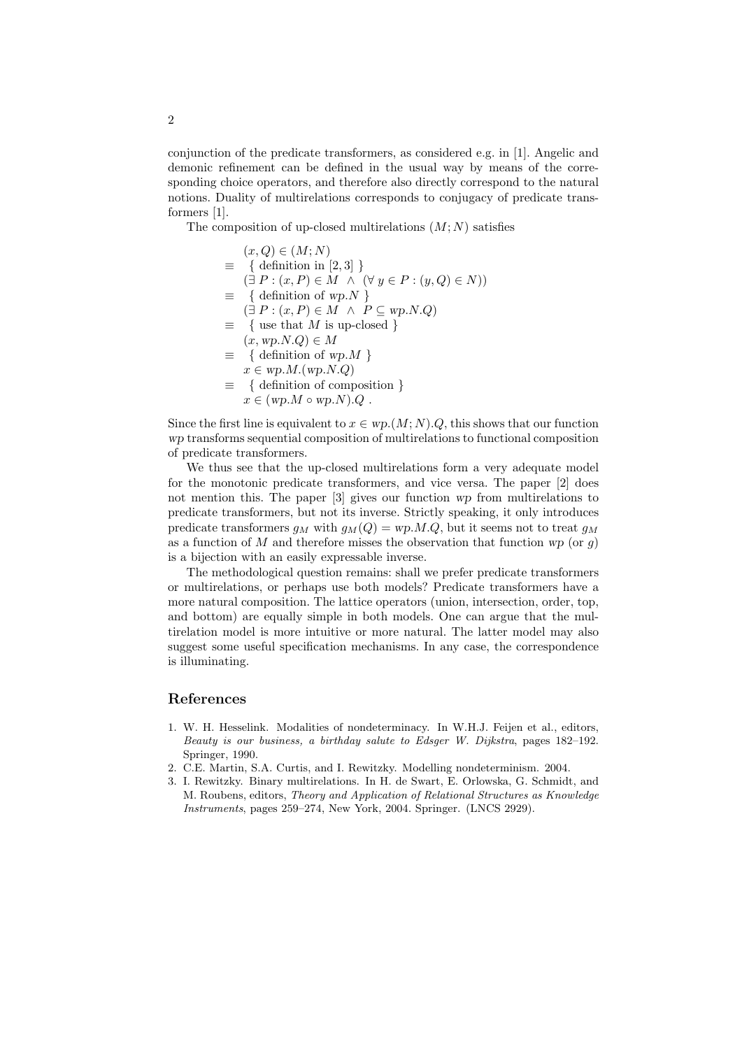conjunction of the predicate transformers, as considered e.g. in [1]. Angelic and demonic refinement can be defined in the usual way by means of the corresponding choice operators, and therefore also directly correspond to the natural notions. Duality of multirelations corresponds to conjugacy of predicate transformers [1].

The composition of up-closed multirelations $(M;N)$ satisfies

$$
\begin{array}{ll}
 & (x, Q) \in (M;N) \\
\equiv & \{ \text{ definition in } [2,3] \text{ } \} \\
 & (\exists\, P : (x, P) \in M \ \wedge\ (\forall\, y \in P : (y, Q) \in N)) \\
\equiv & \{ \text{ definition of } wp.N \text{ } \} \\
 & (\exists\, P : (x, P) \in M \ \wedge\ P \subseteq wp.N.Q) \\
\equiv & \{ \text{ use that } M \text{ is up-closed } \} \\
 & (x, wp.N.Q) \in M \\
\equiv & \{ \text{ definition of } wp.M \text{ } \} \\
 & x \in wp.M.(wp.N.Q) \\
\equiv & \{ \text{ definition of composition } \} \\
 & x \in (wp.M \circ wp.N).Q \ .
\end{array}
$$

Since the first line is equivalent to $x \in wp.(M;N).Q$, this shows that our function $wp$ transforms sequential composition of multirelations to functional composition of predicate transformers.

We thus see that the up-closed multirelations form a very adequate model for the monotonic predicate transformers, and vice versa. The paper [2] does not mention this. The paper [3] gives our function $wp$ from multirelations to predicate transformers, but not its inverse. Strictly speaking, it only introduces predicate transformers $g_M$ with $g_M(Q) = wp.M.Q$, but it seems not to treat $g_M$ as a function of $M$ and therefore misses the observation that function $wp$ (or $g$) is a bijection with an easily expressable inverse.

The methodological question remains: shall we prefer predicate transformers or multirelations, or perhaps use both models? Predicate transformers have a more natural composition. The lattice operators (union, intersection, order, top, and bottom) are equally simple in both models. One can argue that the multirelation model is more intuitive or more natural. The latter model may also suggest some useful specification mechanisms. In any case, the correspondence is illuminating.

## References

1. W. H. Hesselink. Modalities of nondeterminacy. In W.H.J. Feijen et al., editors, *Beauty is our business, a birthday salute to Edsger W. Dijkstra*, pages 182–192. Springer, 1990.
2. C.E. Martin, S.A. Curtis, and I. Rewitzky. Modelling nondeterminism. 2004.
3. I. Rewitzky. Binary multirelations. In H. de Swart, E. Orlowska, G. Schmidt, and M. Roubens, editors, *Theory and Application of Relational Structures as Knowledge Instruments*, pages 259–274, New York, 2004. Springer. (LNCS 2929).